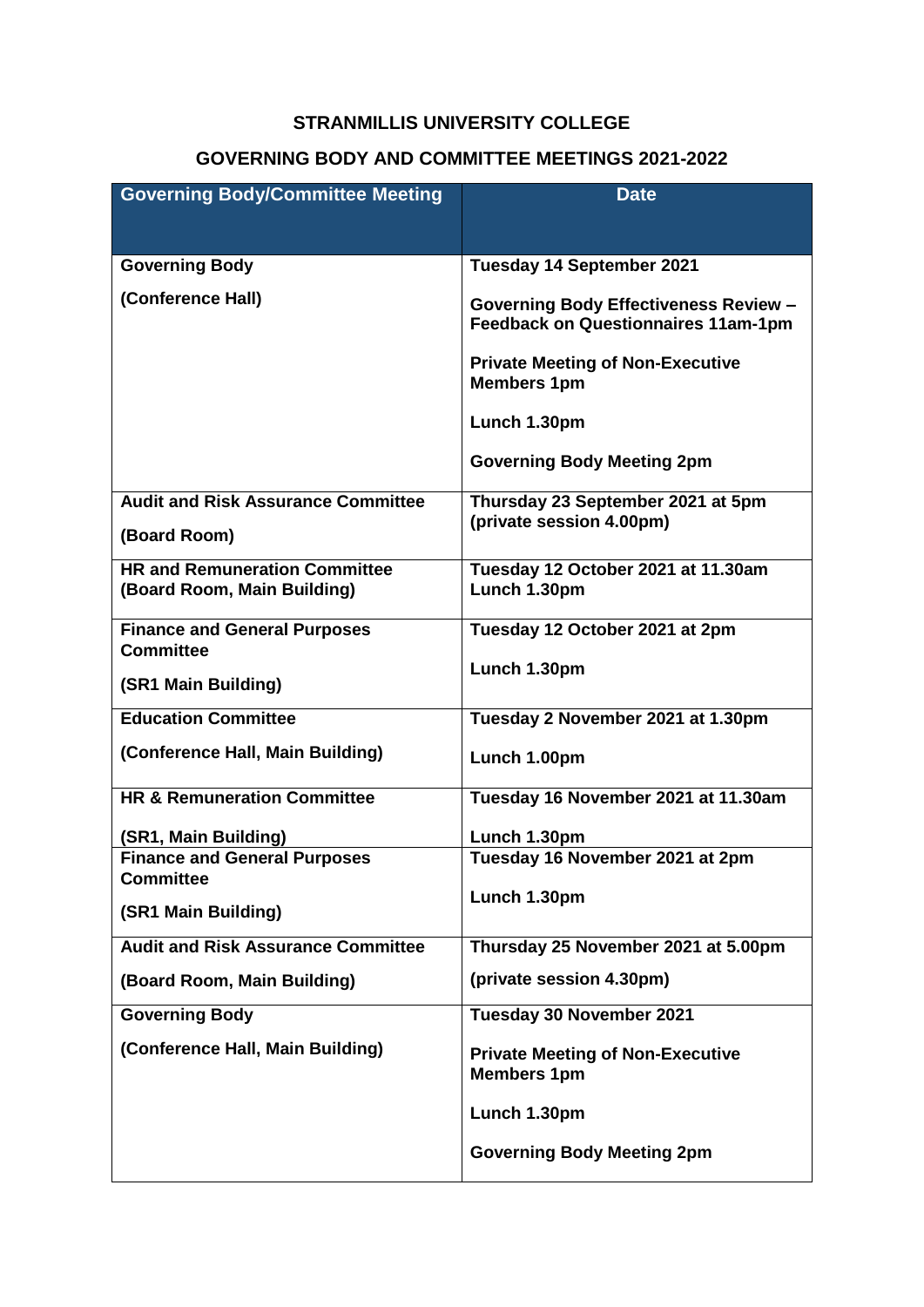**STRANMILLIS UNIVERSITY COLLEGE**

**GOVERNING BODY AND COMMITTEE MEETINGS 2021-2022**

| Governing Body/Committee Meeting | Date |
|---|---|
| **Governing Body**<br><br>**(Conference Hall)** | **Tuesday 14 September 2021**<br><br>**Governing Body Effectiveness Review – Feedback on Questionnaires 11am-1pm**<br><br>**Private Meeting of Non-Executive Members 1pm**<br><br>**Lunch 1.30pm**<br><br>**Governing Body Meeting 2pm** |
| **Audit and Risk Assurance Committee**<br><br>**(Board Room)** | **Thursday 23 September 2021 at 5pm (private session 4.00pm)** |
| **HR and Remuneration Committee (Board Room, Main Building)** | **Tuesday 12 October 2021 at 11.30am Lunch 1.30pm** |
| **Finance and General Purposes Committee**<br><br>**(SR1 Main Building)** | **Tuesday 12 October 2021 at 2pm**<br><br>**Lunch 1.30pm** |
| **Education Committee**<br><br>**(Conference Hall, Main Building)** | **Tuesday 2 November 2021 at 1.30pm**<br><br>**Lunch 1.00pm** |
| **HR & Remuneration Committee**<br><br>**(SR1, Main Building)** | **Tuesday 16 November 2021 at 11.30am**<br><br>**Lunch 1.30pm** |
| **Finance and General Purposes Committee**<br><br>**(SR1 Main Building)** | **Tuesday 16 November 2021 at 2pm**<br><br>**Lunch 1.30pm** |
| **Audit and Risk Assurance Committee**<br><br>**(Board Room, Main Building)** | **Thursday 25 November 2021 at 5.00pm**<br><br>**(private session 4.30pm)** |
| **Governing Body**<br><br>**(Conference Hall, Main Building)** | **Tuesday 30 November 2021**<br><br>**Private Meeting of Non-Executive Members 1pm**<br><br>**Lunch 1.30pm**<br><br>**Governing Body Meeting 2pm** |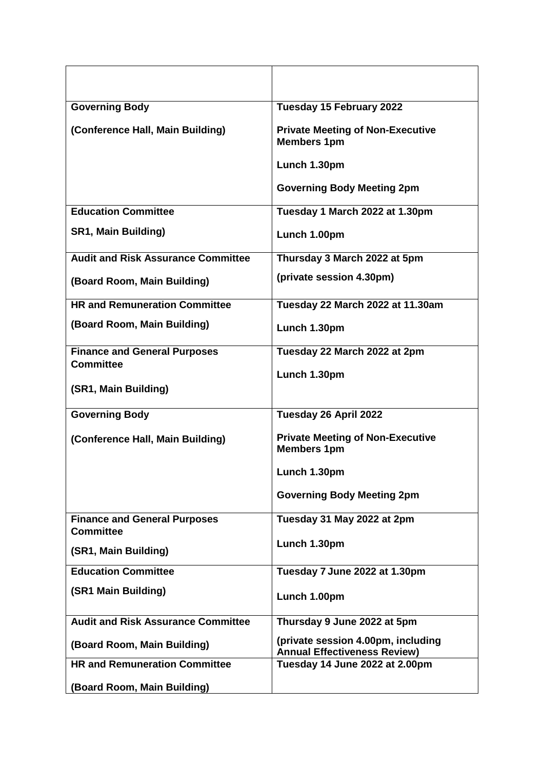| | |
|---|---|
| **Governing Body**<br><br>**(Conference Hall, Main Building)** | **Tuesday 15 February 2022**<br><br>**Private Meeting of Non-Executive Members 1pm**<br><br>**Lunch 1.30pm**<br><br>**Governing Body Meeting 2pm** |
| **Education Committee**<br><br>**SR1, Main Building)** | **Tuesday 1 March 2022 at 1.30pm**<br><br>**Lunch 1.00pm** |
| **Audit and Risk Assurance Committee**<br><br>**(Board Room, Main Building)** | **Thursday 3 March 2022 at 5pm**<br><br>**(private session 4.30pm)** |
| **HR and Remuneration Committee**<br><br>**(Board Room, Main Building)** | **Tuesday 22 March 2022 at 11.30am**<br><br>**Lunch 1.30pm** |
| **Finance and General Purposes Committee**<br><br>**(SR1, Main Building)** | **Tuesday 22 March 2022 at 2pm**<br><br>**Lunch 1.30pm** |
| **Governing Body**<br><br>**(Conference Hall, Main Building)** | **Tuesday 26 April 2022**<br><br>**Private Meeting of Non-Executive Members 1pm**<br><br>**Lunch 1.30pm**<br><br>**Governing Body Meeting 2pm** |
| **Finance and General Purposes Committee**<br><br>**(SR1, Main Building)** | **Tuesday 31 May 2022 at 2pm**<br><br>**Lunch 1.30pm** |
| **Education Committee**<br><br>**(SR1 Main Building)** | **Tuesday 7 June 2022 at 1.30pm**<br><br>**Lunch 1.00pm** |
| **Audit and Risk Assurance Committee**<br><br>**(Board Room, Main Building)** | **Thursday 9 June 2022 at 5pm**<br><br>**(private session 4.00pm, including Annual Effectiveness Review)** |
| **HR and Remuneration Committee**<br><br>**(Board Room, Main Building)** | **Tuesday 14 June 2022 at 2.00pm** |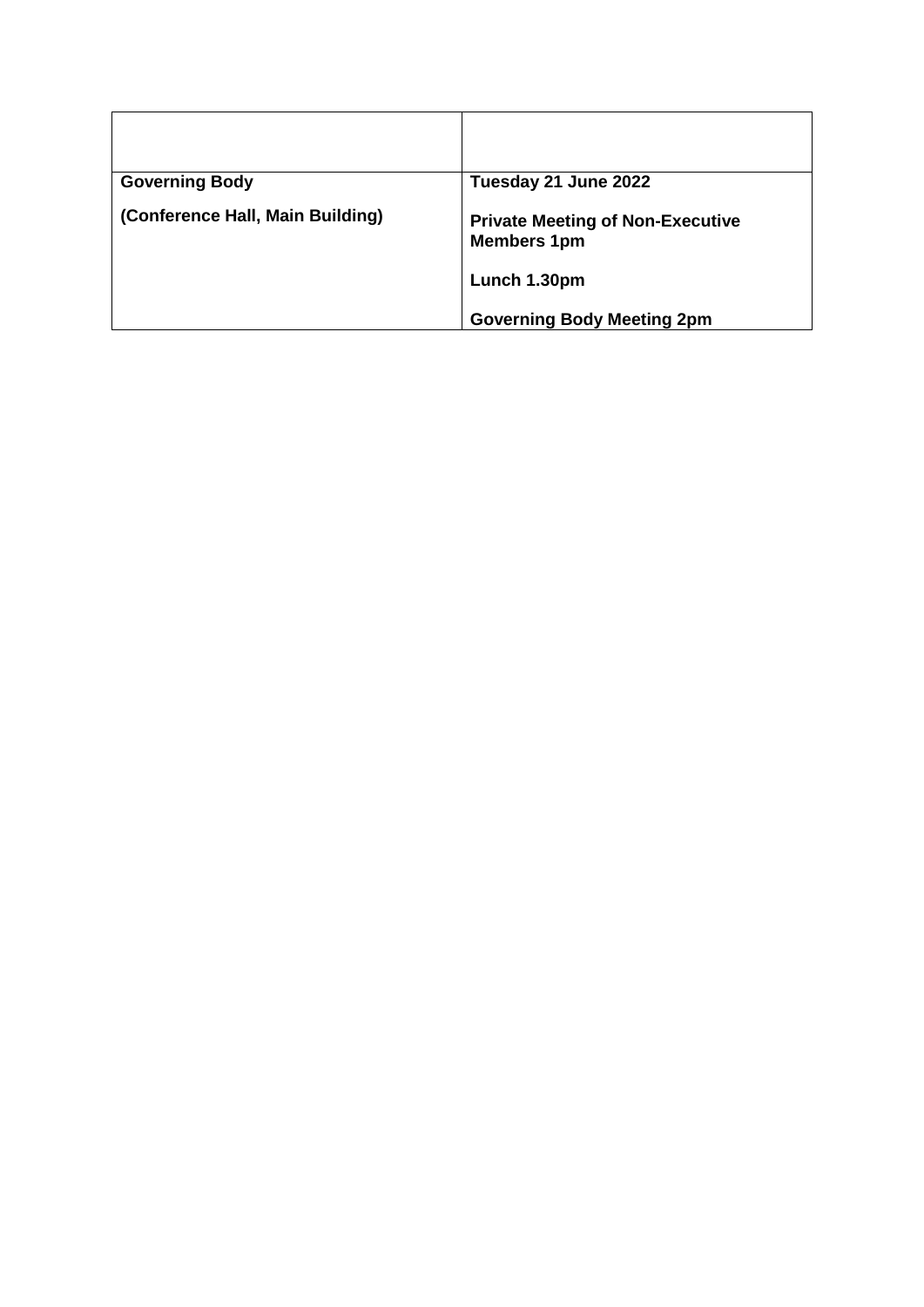| | |
|---|---|
| **Governing Body**<br><br>**(Conference Hall, Main Building)** | **Tuesday 21 June 2022**<br><br>**Private Meeting of Non-Executive Members 1pm**<br><br>**Lunch 1.30pm**<br><br>**Governing Body Meeting 2pm** |